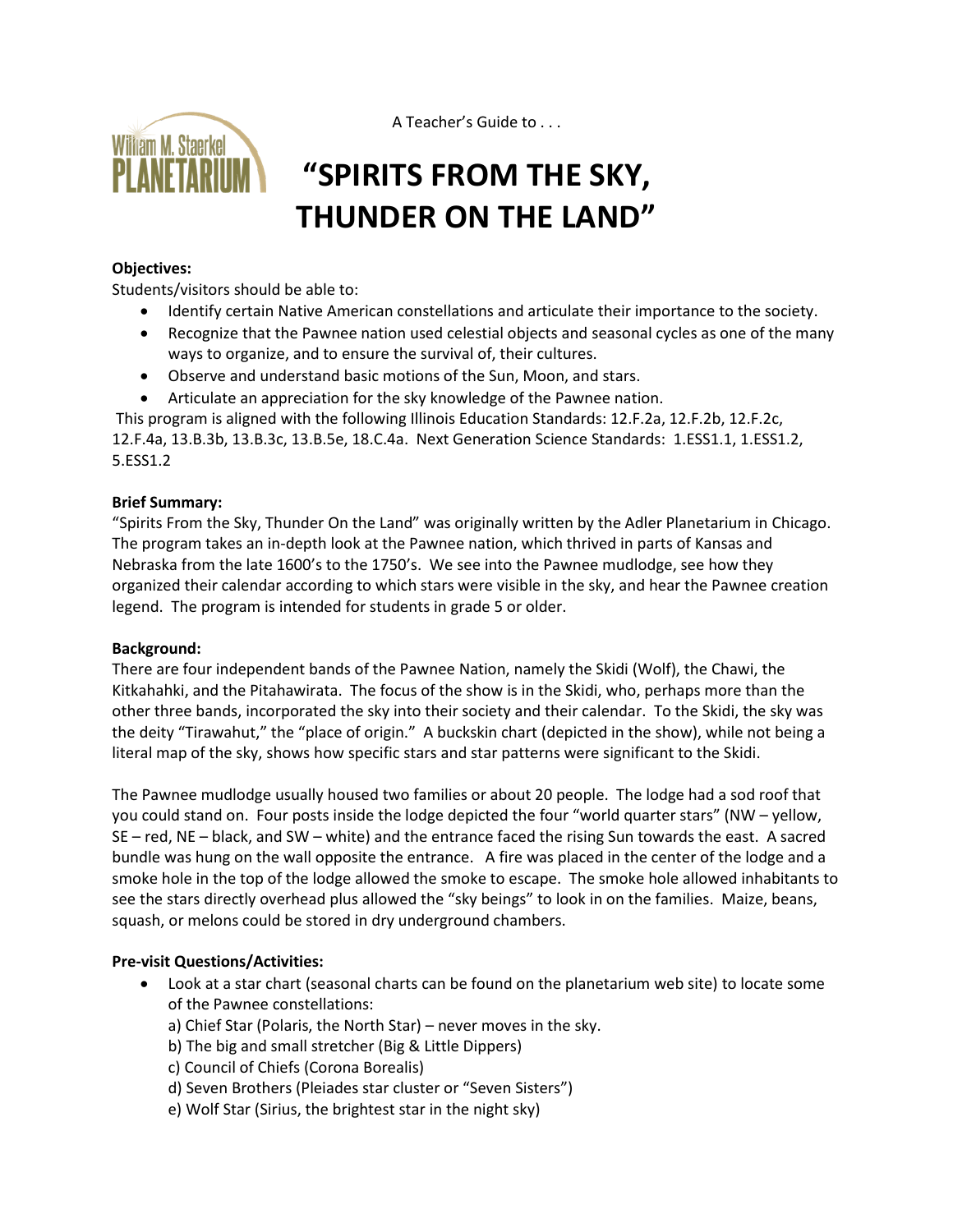A Teacher's Guide to . . .

# "SPIRITS FROM THE SKY, THUNDER ON THE LAND"

**Objectives:**

Students/visitors should be able to:

- Identify certain Native American constellations and articulate their importance to the society.
- Recognize that the Pawnee nation used celestial objects and seasonal cycles as one of the many ways to organize, and to ensure the survival of, their cultures.
- Observe and understand basic motions of the Sun, Moon, and stars.
- Articulate an appreciation for the sky knowledge of the Pawnee nation.

This program is aligned with the following Illinois Education Standards: 12.F.2a, 12.F.2b, 12.F.2c, 12.F.4a, 13.B.3b, 13.B.3c, 13.B.5e, 18.C.4a. Next Generation Science Standards: 1.ESS1.1, 1.ESS1.2, 5.ESS1.2

**Brief Summary:**

"Spirits From the Sky, Thunder On the Land" was originally written by the Adler Planetarium in Chicago. The program takes an in-depth look at the Pawnee nation, which thrived in parts of Kansas and Nebraska from the late 1600's to the 1750's. We see into the Pawnee mudlodge, see how they organized their calendar according to which stars were visible in the sky, and hear the Pawnee creation legend. The program is intended for students in grade 5 or older.

**Background:**

There are four independent bands of the Pawnee Nation, namely the Skidi (Wolf), the Chawi, the Kitkahahki, and the Pitahawirata. The focus of the show is in the Skidi, who, perhaps more than the other three bands, incorporated the sky into their society and their calendar. To the Skidi, the sky was the deity "Tirawahut," the "place of origin." A buckskin chart (depicted in the show), while not being a literal map of the sky, shows how specific stars and star patterns were significant to the Skidi.

The Pawnee mudlodge usually housed two families or about 20 people. The lodge had a sod roof that you could stand on. Four posts inside the lodge depicted the four "world quarter stars" (NW – yellow, SE – red, NE – black, and SW – white) and the entrance faced the rising Sun towards the east. A sacred bundle was hung on the wall opposite the entrance. A fire was placed in the center of the lodge and a smoke hole in the top of the lodge allowed the smoke to escape. The smoke hole allowed inhabitants to see the stars directly overhead plus allowed the "sky beings" to look in on the families. Maize, beans, squash, or melons could be stored in dry underground chambers.

**Pre-visit Questions/Activities:**

- Look at a star chart (seasonal charts can be found on the planetarium web site) to locate some of the Pawnee constellations:

  a) Chief Star (Polaris, the North Star) – never moves in the sky.

  b) The big and small stretcher (Big & Little Dippers)

  c) Council of Chiefs (Corona Borealis)

  d) Seven Brothers (Pleiades star cluster or "Seven Sisters")

  e) Wolf Star (Sirius, the brightest star in the night sky)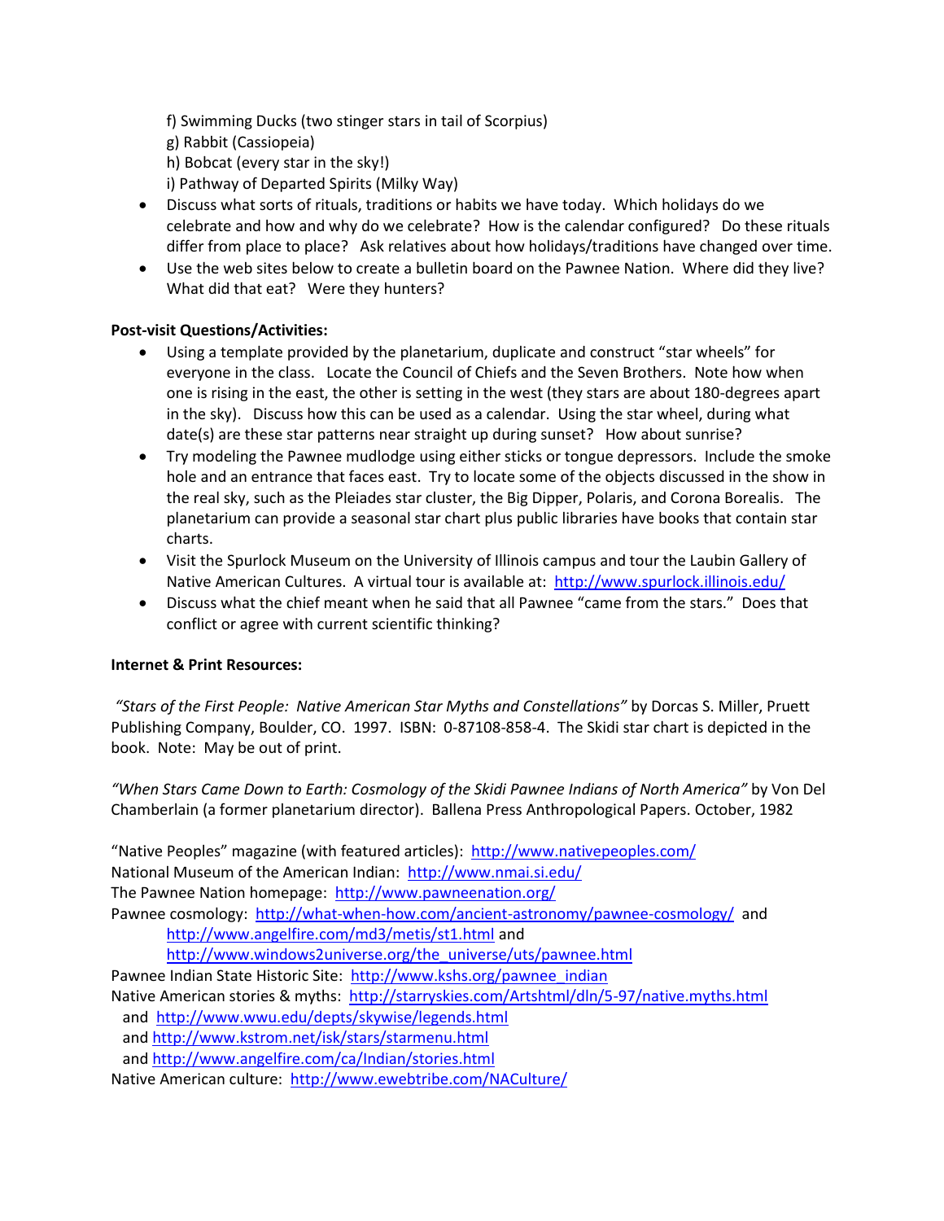f) Swimming Ducks (two stinger stars in tail of Scorpius)  
g) Rabbit (Cassiopeia)  
h) Bobcat (every star in the sky!)  
i) Pathway of Departed Spirits (Milky Way)

- Discuss what sorts of rituals, traditions or habits we have today. Which holidays do we celebrate and how and why do we celebrate? How is the calendar configured? Do these rituals differ from place to place? Ask relatives about how holidays/traditions have changed over time.
- Use the web sites below to create a bulletin board on the Pawnee Nation. Where did they live? What did that eat? Were they hunters?

**Post-visit Questions/Activities:**

- Using a template provided by the planetarium, duplicate and construct "star wheels" for everyone in the class. Locate the Council of Chiefs and the Seven Brothers. Note how when one is rising in the east, the other is setting in the west (they stars are about 180-degrees apart in the sky). Discuss how this can be used as a calendar. Using the star wheel, during what date(s) are these star patterns near straight up during sunset? How about sunrise?
- Try modeling the Pawnee mudlodge using either sticks or tongue depressors. Include the smoke hole and an entrance that faces east. Try to locate some of the objects discussed in the show in the real sky, such as the Pleiades star cluster, the Big Dipper, Polaris, and Corona Borealis. The planetarium can provide a seasonal star chart plus public libraries have books that contain star charts.
- Visit the Spurlock Museum on the University of Illinois campus and tour the Laubin Gallery of Native American Cultures. A virtual tour is available at: http://www.spurlock.illinois.edu/
- Discuss what the chief meant when he said that all Pawnee "came from the stars." Does that conflict or agree with current scientific thinking?

**Internet & Print Resources:**

*"Stars of the First People: Native American Star Myths and Constellations"* by Dorcas S. Miller, Pruett Publishing Company, Boulder, CO. 1997. ISBN: 0-87108-858-4. The Skidi star chart is depicted in the book. Note: May be out of print.

*"When Stars Came Down to Earth: Cosmology of the Skidi Pawnee Indians of North America"* by Von Del Chamberlain (a former planetarium director). Ballena Press Anthropological Papers. October, 1982

"Native Peoples" magazine (with featured articles): http://www.nativepeoples.com/  
National Museum of the American Indian: http://www.nmai.si.edu/  
The Pawnee Nation homepage: http://www.pawneenation.org/  
Pawnee cosmology: http://what-when-how.com/ancient-astronomy/pawnee-cosmology/ and  
http://www.angelfire.com/md3/metis/st1.html and  
http://www.windows2universe.org/the_universe/uts/pawnee.html  
Pawnee Indian State Historic Site: http://www.kshs.org/pawnee_indian  
Native American stories & myths: http://starryskies.com/Artshtml/dln/5-97/native.myths.html  
and http://www.wwu.edu/depts/skywise/legends.html  
and http://www.kstrom.net/isk/stars/starmenu.html  
and http://www.angelfire.com/ca/Indian/stories.html  
Native American culture: http://www.ewebtribe.com/NACulture/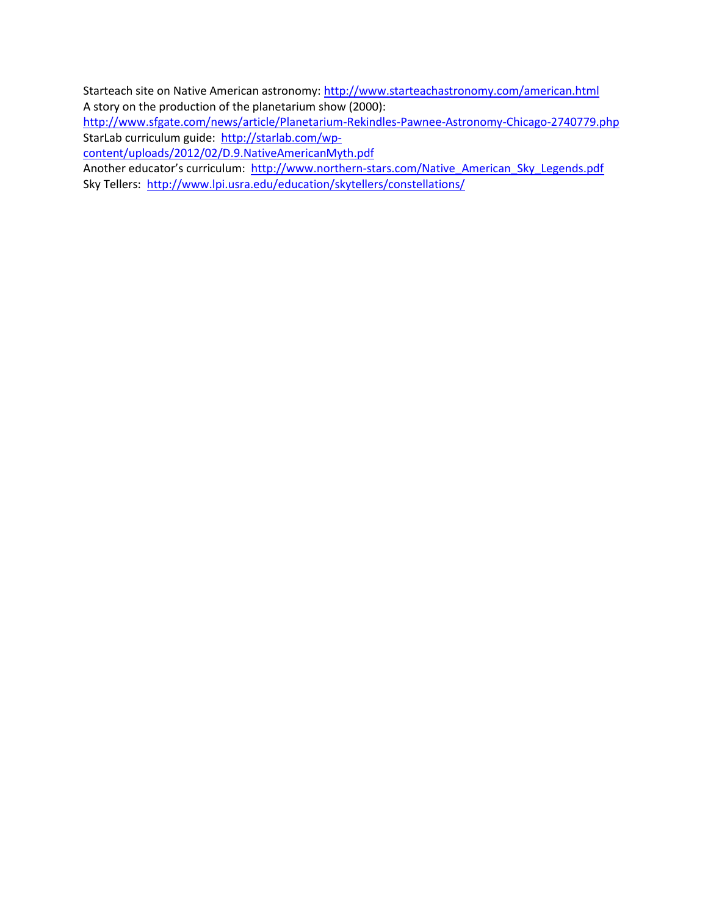Starteach site on Native American astronomy: http://www.starteachastronomy.com/american.html
A story on the production of the planetarium show (2000):
http://www.sfgate.com/news/article/Planetarium-Rekindles-Pawnee-Astronomy-Chicago-2740779.php
StarLab curriculum guide: http://starlab.com/wp-content/uploads/2012/02/D.9.NativeAmericanMyth.pdf
Another educator's curriculum: http://www.northern-stars.com/Native_American_Sky_Legends.pdf
Sky Tellers: http://www.lpi.usra.edu/education/skytellers/constellations/